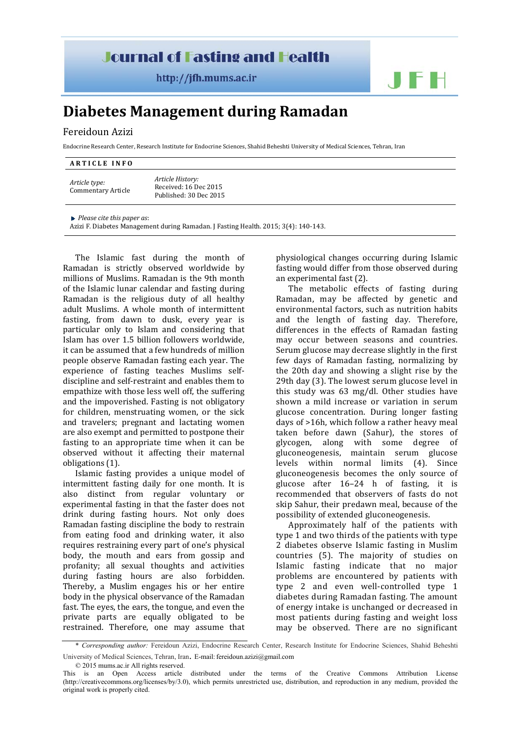# Diabetes Management during Ramadan

Fereidoun Azizi

Endocrine Research Center, Research Institute for Endocrine Sciences, Shahid Beheshti University of Medical Sciences, Tehran, Iran

**ARTICLE INFO**

*Article type:*
Commentary Article

*Article History:*
Received: 16 Dec 2015
Published: 30 Dec 2015

*Please cite this paper as*:
Azizi F. Diabetes Management during Ramadan. J Fasting Health. 2015; 3(4): 140-143.

The Islamic fast during the month of Ramadan is strictly observed worldwide by millions of Muslims. Ramadan is the 9th month of the Islamic lunar calendar and fasting during Ramadan is the religious duty of all healthy adult Muslims. A whole month of intermittent fasting, from dawn to dusk, every year is particular only to Islam and considering that Islam has over 1.5 billion followers worldwide, it can be assumed that a few hundreds of million people observe Ramadan fasting each year. The experience of fasting teaches Muslims self-discipline and self-restraint and enables them to empathize with those less well off, the suffering and the impoverished. Fasting is not obligatory for children, menstruating women, or the sick and travelers; pregnant and lactating women are also exempt and permitted to postpone their fasting to an appropriate time when it can be observed without it affecting their maternal obligations (1).

Islamic fasting provides a unique model of intermittent fasting daily for one month. It is also distinct from regular voluntary or experimental fasting in that the faster does not drink during fasting hours. Not only does Ramadan fasting discipline the body to restrain from eating food and drinking water, it also requires restraining every part of one's physical body, the mouth and ears from gossip and profanity; all sexual thoughts and activities during fasting hours are also forbidden. Thereby, a Muslim engages his or her entire body in the physical observance of the Ramadan fast. The eyes, the ears, the tongue, and even the private parts are equally obligated to be restrained. Therefore, one may assume that physiological changes occurring during Islamic fasting would differ from those observed during an experimental fast (2).

The metabolic effects of fasting during Ramadan, may be affected by genetic and environmental factors, such as nutrition habits and the length of fasting day. Therefore, differences in the effects of Ramadan fasting may occur between seasons and countries. Serum glucose may decrease slightly in the first few days of Ramadan fasting, normalizing by the 20th day and showing a slight rise by the 29th day (3). The lowest serum glucose level in this study was 63 mg/dl. Other studies have shown a mild increase or variation in serum glucose concentration. During longer fasting days of >16h, which follow a rather heavy meal taken before dawn (Sahur), the stores of glycogen, along with some degree of gluconeogenesis, maintain serum glucose levels within normal limits (4). Since gluconeogenesis becomes the only source of glucose after 16–24 h of fasting, it is recommended that observers of fasts do not skip Sahur, their predawn meal, because of the possibility of extended gluconeogenesis.

Approximately half of the patients with type 1 and two thirds of the patients with type 2 diabetes observe Islamic fasting in Muslim countries (5). The majority of studies on Islamic fasting indicate that no major problems are encountered by patients with type 2 and even well-controlled type 1 diabetes during Ramadan fasting. The amount of energy intake is unchanged or decreased in most patients during fasting and weight loss may be observed. There are no significant

\* *Corresponding author:* Fereidoun Azizi, Endocrine Research Center, Research Institute for Endocrine Sciences, Shahid Beheshti University of Medical Sciences, Tehran, Iran. E-mail: fereidoun.azizi@gmail.com

© 2015 mums.ac.ir All rights reserved.

This is an Open Access article distributed under the terms of the Creative Commons Attribution License (http://creativecommons.org/licenses/by/3.0), which permits unrestricted use, distribution, and reproduction in any medium, provided the original work is properly cited.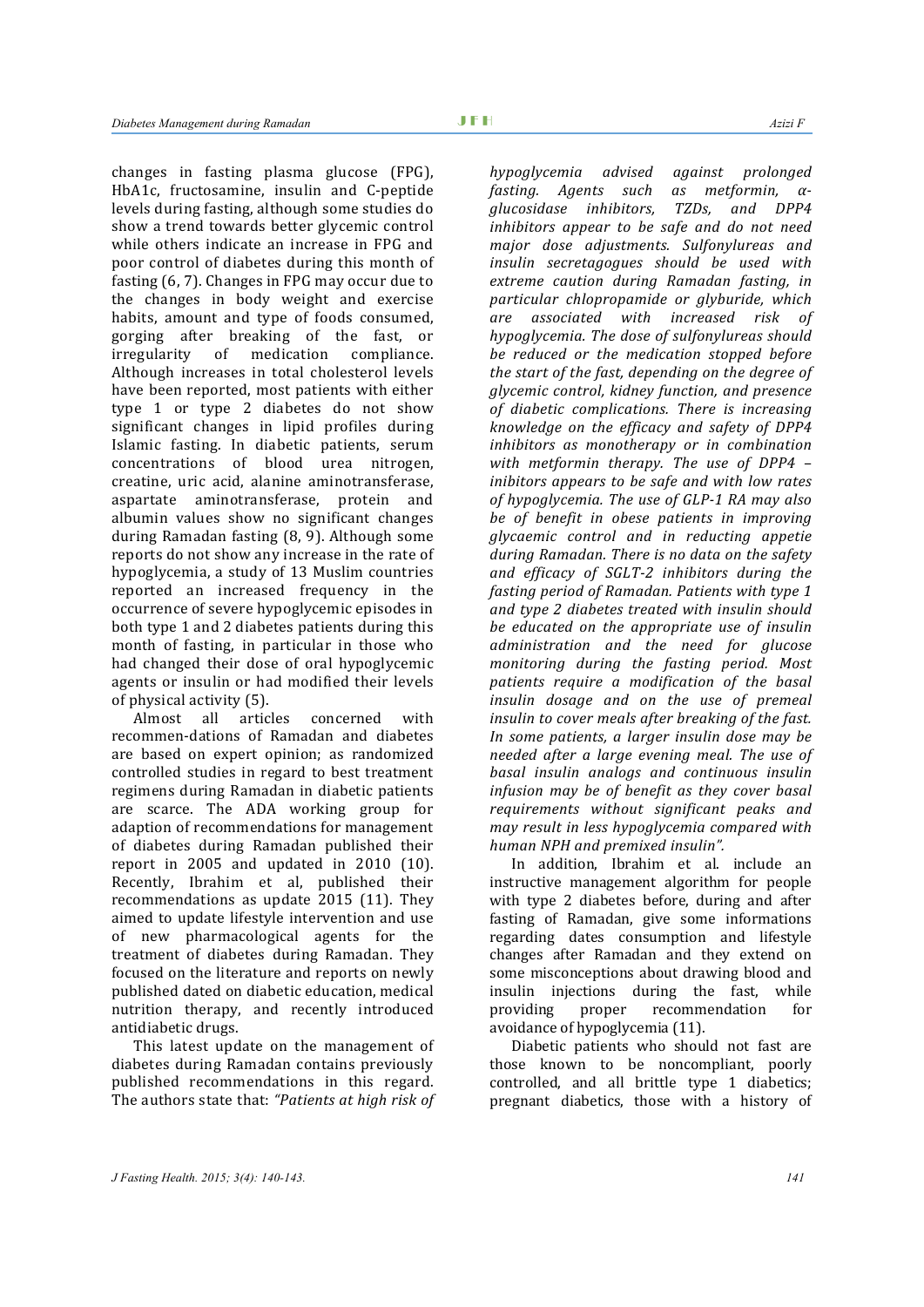changes in fasting plasma glucose (FPG), HbA1c, fructosamine, insulin and C-peptide levels during fasting, although some studies do show a trend towards better glycemic control while others indicate an increase in FPG and poor control of diabetes during this month of fasting (6, 7). Changes in FPG may occur due to the changes in body weight and exercise habits, amount and type of foods consumed, gorging after breaking of the fast, or irregularity of medication compliance. Although increases in total cholesterol levels have been reported, most patients with either type 1 or type 2 diabetes do not show significant changes in lipid profiles during Islamic fasting. In diabetic patients, serum concentrations of blood urea nitrogen, creatine, uric acid, alanine aminotransferase, aspartate aminotransferase, protein and albumin values show no significant changes during Ramadan fasting (8, 9). Although some reports do not show any increase in the rate of hypoglycemia, a study of 13 Muslim countries reported an increased frequency in the occurrence of severe hypoglycemic episodes in both type 1 and 2 diabetes patients during this month of fasting, in particular in those who had changed their dose of oral hypoglycemic agents or insulin or had modified their levels of physical activity (5).

Almost all articles concerned with recommen-dations of Ramadan and diabetes are based on expert opinion; as randomized controlled studies in regard to best treatment regimens during Ramadan in diabetic patients are scarce. The ADA working group for adaption of recommendations for management of diabetes during Ramadan published their report in 2005 and updated in 2010 (10). Recently, Ibrahim et al, published their recommendations as update 2015 (11). They aimed to update lifestyle intervention and use of new pharmacological agents for the treatment of diabetes during Ramadan. They focused on the literature and reports on newly published dated on diabetic education, medical nutrition therapy, and recently introduced antidiabetic drugs.

This latest update on the management of diabetes during Ramadan contains previously published recommendations in this regard. The authors state that: *"Patients at high risk of hypoglycemia advised against prolonged fasting. Agents such as metformin, α-glucosidase inhibitors, TZDs, and DPP4 inhibitors appear to be safe and do not need major dose adjustments. Sulfonylureas and insulin secretagogues should be used with extreme caution during Ramadan fasting, in particular chlopropamide or glyburide, which are associated with increased risk of hypoglycemia. The dose of sulfonylureas should be reduced or the medication stopped before the start of the fast, depending on the degree of glycemic control, kidney function, and presence of diabetic complications. There is increasing knowledge on the efficacy and safety of DPP4 inhibitors as monotherapy or in combination with metformin therapy. The use of DPP4 – inibitors appears to be safe and with low rates of hypoglycemia. The use of GLP-1 RA may also be of benefit in obese patients in improving glycaemic control and in reducting appetie during Ramadan. There is no data on the safety and efficacy of SGLT-2 inhibitors during the fasting period of Ramadan. Patients with type 1 and type 2 diabetes treated with insulin should be educated on the appropriate use of insulin administration and the need for glucose monitoring during the fasting period. Most patients require a modification of the basal insulin dosage and on the use of premeal insulin to cover meals after breaking of the fast. In some patients, a larger insulin dose may be needed after a large evening meal. The use of basal insulin analogs and continuous insulin infusion may be of benefit as they cover basal requirements without significant peaks and may result in less hypoglycemia compared with human NPH and premixed insulin".*

In addition, Ibrahim et al. include an instructive management algorithm for people with type 2 diabetes before, during and after fasting of Ramadan, give some informations regarding dates consumption and lifestyle changes after Ramadan and they extend on some misconceptions about drawing blood and insulin injections during the fast, while providing proper recommendation for avoidance of hypoglycemia (11).

Diabetic patients who should not fast are those known to be noncompliant, poorly controlled, and all brittle type 1 diabetics; pregnant diabetics, those with a history of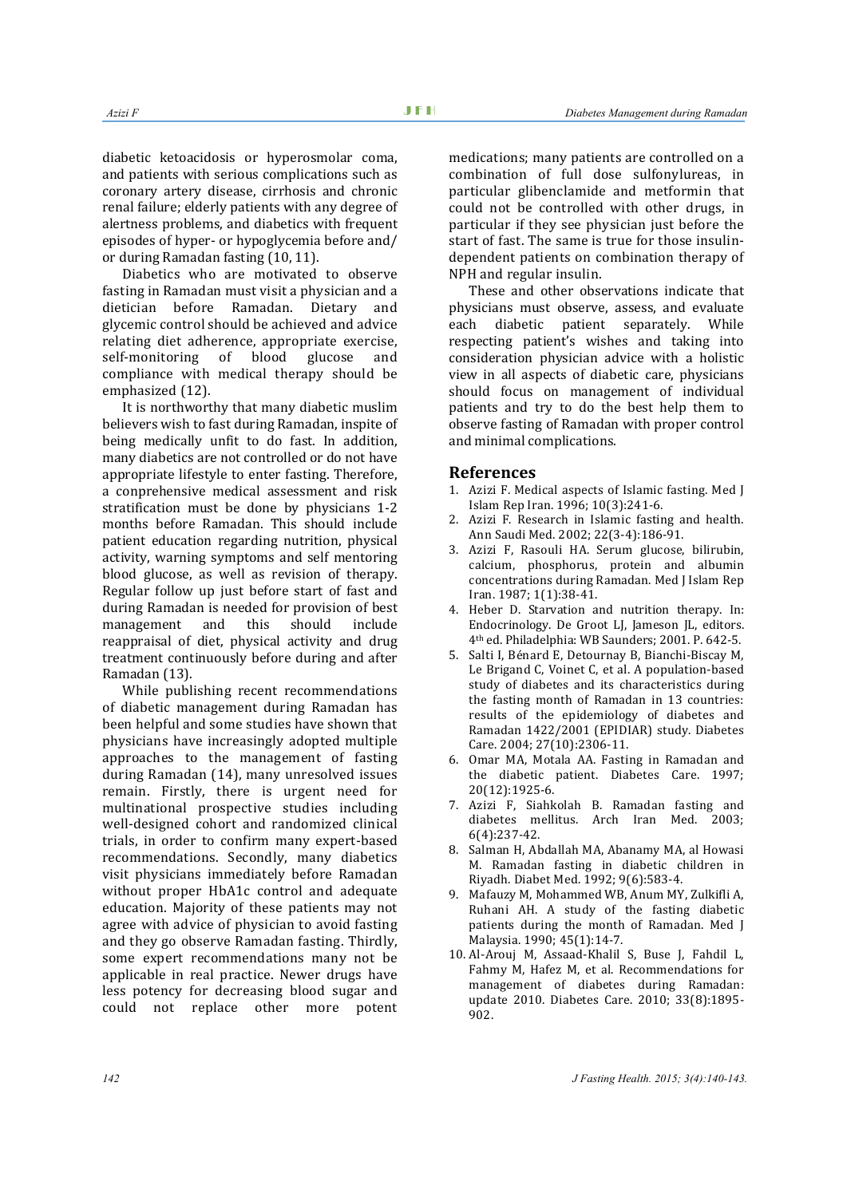diabetic ketoacidosis or hyperosmolar coma, and patients with serious complications such as coronary artery disease, cirrhosis and chronic renal failure; elderly patients with any degree of alertness problems, and diabetics with frequent episodes of hyper- or hypoglycemia before and/ or during Ramadan fasting (10, 11).

Diabetics who are motivated to observe fasting in Ramadan must visit a physician and a dietician before Ramadan. Dietary and glycemic control should be achieved and advice relating diet adherence, appropriate exercise, self-monitoring of blood glucose and compliance with medical therapy should be emphasized (12).

It is northworthy that many diabetic muslim believers wish to fast during Ramadan, inspite of being medically unfit to do fast. In addition, many diabetics are not controlled or do not have appropriate lifestyle to enter fasting. Therefore, a conprehensive medical assessment and risk stratification must be done by physicians 1-2 months before Ramadan. This should include patient education regarding nutrition, physical activity, warning symptoms and self mentoring blood glucose, as well as revision of therapy. Regular follow up just before start of fast and during Ramadan is needed for provision of best management and this should include reappraisal of diet, physical activity and drug treatment continuously before during and after Ramadan (13).

While publishing recent recommendations of diabetic management during Ramadan has been helpful and some studies have shown that physicians have increasingly adopted multiple approaches to the management of fasting during Ramadan (14), many unresolved issues remain. Firstly, there is urgent need for multinational prospective studies including well-designed cohort and randomized clinical trials, in order to confirm many expert-based recommendations. Secondly, many diabetics visit physicians immediately before Ramadan without proper HbA1c control and adequate education. Majority of these patients may not agree with advice of physician to avoid fasting and they go observe Ramadan fasting. Thirdly, some expert recommendations many not be applicable in real practice. Newer drugs have less potency for decreasing blood sugar and could not replace other more potent medications; many patients are controlled on a combination of full dose sulfonylureas, in particular glibenclamide and metformin that could not be controlled with other drugs, in particular if they see physician just before the start of fast. The same is true for those insulin-dependent patients on combination therapy of NPH and regular insulin.

These and other observations indicate that physicians must observe, assess, and evaluate each diabetic patient separately. While respecting patient's wishes and taking into consideration physician advice with a holistic view in all aspects of diabetic care, physicians should focus on management of individual patients and try to do the best help them to observe fasting of Ramadan with proper control and minimal complications.

## References

1. Azizi F. Medical aspects of Islamic fasting. Med J Islam Rep Iran. 1996; 10(3):241-6.
2. Azizi F. Research in Islamic fasting and health. Ann Saudi Med. 2002; 22(3-4):186-91.
3. Azizi F, Rasouli HA. Serum glucose, bilirubin, calcium, phosphorus, protein and albumin concentrations during Ramadan. Med J Islam Rep Iran. 1987; 1(1):38-41.
4. Heber D. Starvation and nutrition therapy. In: Endocrinology. De Groot LJ, Jameson JL, editors. 4th ed. Philadelphia: WB Saunders; 2001. P. 642-5.
5. Salti I, Bénard E, Detournay B, Bianchi-Biscay M, Le Brigand C, Voinet C, et al. A population-based study of diabetes and its characteristics during the fasting month of Ramadan in 13 countries: results of the epidemiology of diabetes and Ramadan 1422/2001 (EPIDIAR) study. Diabetes Care. 2004; 27(10):2306-11.
6. Omar MA, Motala AA. Fasting in Ramadan and the diabetic patient. Diabetes Care. 1997; 20(12):1925-6.
7. Azizi F, Siahkolah B. Ramadan fasting and diabetes mellitus. Arch Iran Med. 2003; 6(4):237-42.
8. Salman H, Abdallah MA, Abanamy MA, al Howasi M. Ramadan fasting in diabetic children in Riyadh. Diabet Med. 1992; 9(6):583-4.
9. Mafauzy M, Mohammed WB, Anum MY, Zulkifli A, Ruhani AH. A study of the fasting diabetic patients during the month of Ramadan. Med J Malaysia. 1990; 45(1):14-7.
10. Al-Arouj M, Assaad-Khalil S, Buse J, Fahdil L, Fahmy M, Hafez M, et al. Recommendations for management of diabetes during Ramadan: update 2010. Diabetes Care. 2010; 33(8):1895-902.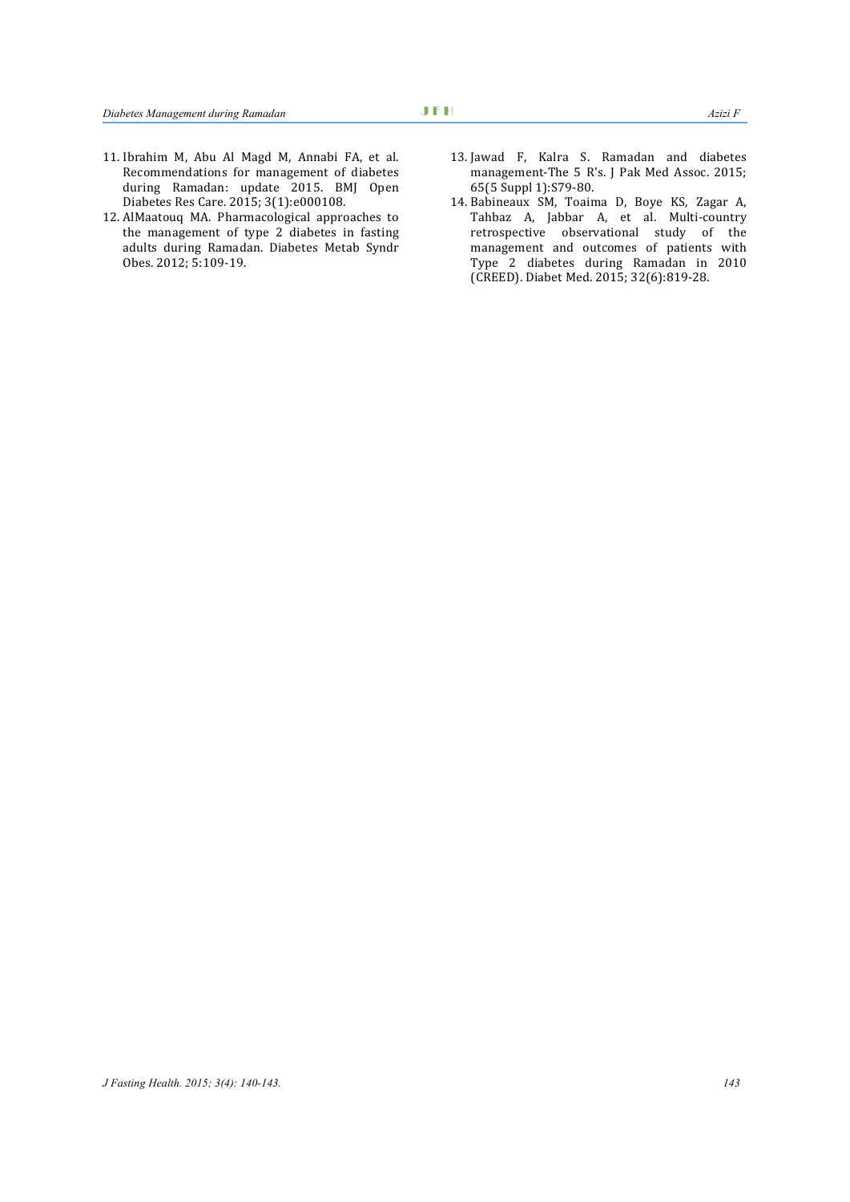11. Ibrahim M, Abu Al Magd M, Annabi FA, et al. Recommendations for management of diabetes during Ramadan: update 2015. BMJ Open Diabetes Res Care. 2015; 3(1):e000108.
12. AlMaatouq MA. Pharmacological approaches to the management of type 2 diabetes in fasting adults during Ramadan. Diabetes Metab Syndr Obes. 2012; 5:109-19.
13. Jawad F, Kalra S. Ramadan and diabetes management-The 5 R's. J Pak Med Assoc. 2015; 65(5 Suppl 1):S79-80.
14. Babineaux SM, Toaima D, Boye KS, Zagar A, Tahbaz A, Jabbar A, et al. Multi-country retrospective observational study of the management and outcomes of patients with Type 2 diabetes during Ramadan in 2010 (CREED). Diabet Med. 2015; 32(6):819-28.